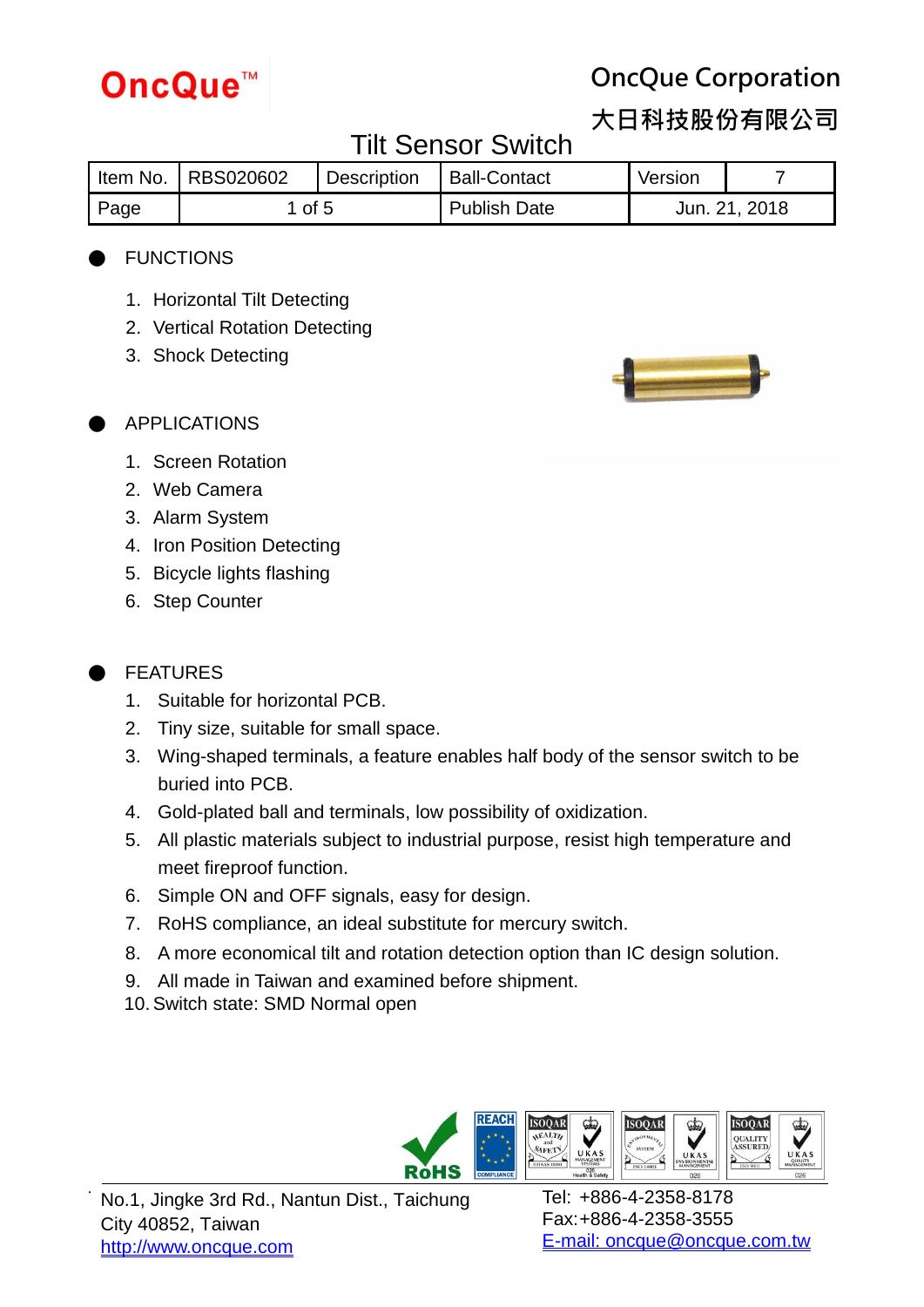OncQue™

OncQue Corporation

大日科技股份有限公司

# Tilt Sensor Switch

| Item No. | RBS020602 | Description | Ball-Contact | Version | 7 |
|---|---|---|---|---|---|
| Page | 1 of 5 | | Publish Date | Jun. 21, 2018 | |

## FUNCTIONS

1. Horizontal Tilt Detecting
2. Vertical Rotation Detecting
3. Shock Detecting

## APPLICATIONS

1. Screen Rotation
2. Web Camera
3. Alarm System
4. Iron Position Detecting
5. Bicycle lights flashing
6. Step Counter

## FEATURES

1. Suitable for horizontal PCB.
2. Tiny size, suitable for small space.
3. Wing-shaped terminals, a feature enables half body of the sensor switch to be buried into PCB.
4. Gold-plated ball and terminals, low possibility of oxidization.
5. All plastic materials subject to industrial purpose, resist high temperature and meet fireproof function.
6. Simple ON and OFF signals, easy for design.
7. RoHS compliance, an ideal substitute for mercury switch.
8. A more economical tilt and rotation detection option than IC design solution.
9. All made in Taiwan and examined before shipment.
10. Switch state: SMD Normal open

No.1, Jingke 3rd Rd., Nantun Dist., Taichung City 40852, Taiwan
http://www.oncque.com

Tel: +886-4-2358-8178
Fax:+886-4-2358-3555
E-mail: oncque@oncque.com.tw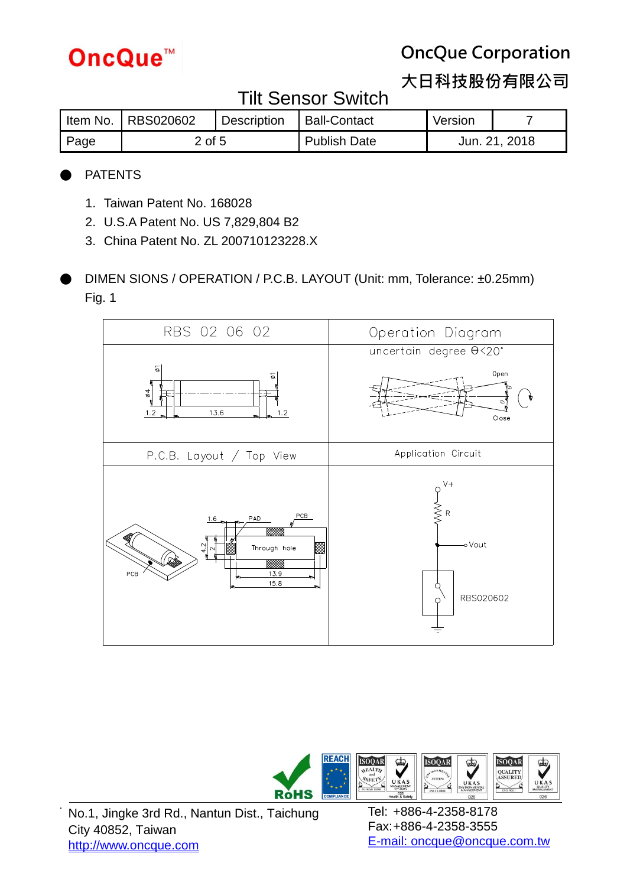# Tilt Sensor Switch

| Item No. | RBS020602 | Description | Ball-Contact | Version | 7 |
|---|---|---|---|---|---|
| Page | 2 of 5 | | Publish Date | Jun. 21, 2018 | |

- PATENTS

1. Taiwan Patent No. 168028
2. U.S.A Patent No. US 7,829,804 B2
3. China Patent No. ZL 200710123228.X

- DIMEN SIONS / OPERATION / P.C.B. LAYOUT (Unit: mm, Tolerance: ±0.25mm)

Fig. 1

RBS 02 06 02

ø1
ø1
ø4
1.2
13.6
1.2

Operation Diagram

uncertain degree θ<20°

Open
θ
Close

P.C.B. Layout / Top View

1.6
PAD
PCB
4.2
2
Through hole
13.9
15.8
PCB

Application Circuit

V+
R
Vout
RBS020602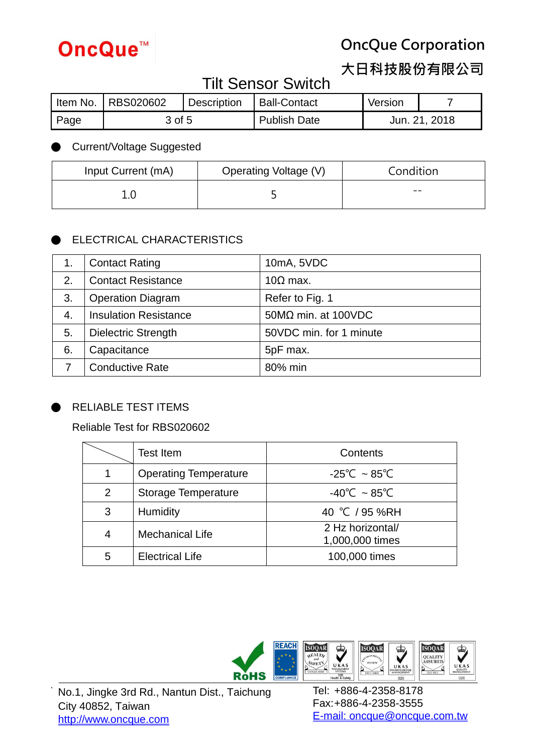# Tilt Sensor Switch

| Item No. | RBS020602 | Description | Ball-Contact | Version | 7 |
|---|---|---|---|---|---|
| Page | 3 of 5 | | Publish Date | Jun. 21, 2018 | |

- Current/Voltage Suggested

| Input Current (mA) | Operating Voltage (V) | Condition |
|---|---|---|
| 1.0 | 5 | -- |

- ELECTRICAL CHARACTERISTICS

| | | |
|---|---|---|
| 1. | Contact Rating | 10mA, 5VDC |
| 2. | Contact Resistance | 10Ω max. |
| 3. | Operation Diagram | Refer to Fig. 1 |
| 4. | Insulation Resistance | 50MΩ min. at 100VDC |
| 5. | Dielectric Strength | 50VDC min. for 1 minute |
| 6. | Capacitance | 5pF max. |
| 7 | Conductive Rate | 80% min |

- RELIABLE TEST ITEMS

Reliable Test for RBS020602

| | Test Item | Contents |
|---|---|---|
| 1 | Operating Temperature | -25℃ ~ 85℃ |
| 2 | Storage Temperature | -40℃ ~ 85℃ |
| 3 | Humidity | 40 ℃ / 95 %RH |
| 4 | Mechanical Life | 2 Hz horizontal/ 1,000,000 times |
| 5 | Electrical Life | 100,000 times |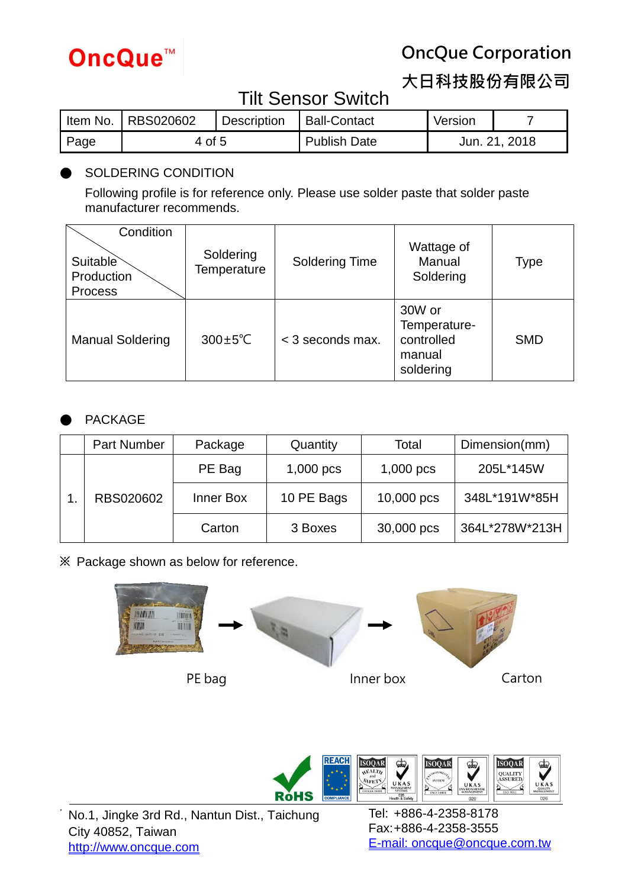# Tilt Sensor Switch

| Item No. | RBS020602 | Description | Ball-Contact | Version | 7 |
|---|---|---|---|---|---|
| Page | 4 of 5 | | Publish Date | Jun. 21, 2018 | |

- SOLDERING CONDITION

Following profile is for reference only. Please use solder paste that solder paste manufacturer recommends.

| Condition / Suitable Production Process | Soldering Temperature | Soldering Time | Wattage of Manual Soldering | Type |
|---|---|---|---|---|
| Manual Soldering | 300±5℃ | < 3 seconds max. | 30W or Temperature-controlled manual soldering | SMD |

- PACKAGE

| | Part Number | Package | Quantity | Total | Dimension(mm) |
|---|---|---|---|---|---|
| 1. | RBS020602 | PE Bag | 1,000 pcs | 1,000 pcs | 205L*145W |
| | | Inner Box | 10 PE Bags | 10,000 pcs | 348L*191W*85H |
| | | Carton | 3 Boxes | 30,000 pcs | 364L*278W*213H |

※ Package shown as below for reference.

PE bag → Inner box → Carton

No.1, Jingke 3rd Rd., Nantun Dist., Taichung City 40852, Taiwan
http://www.oncque.com

Tel: +886-4-2358-8178
Fax:+886-4-2358-3555
E-mail: oncque@oncque.com.tw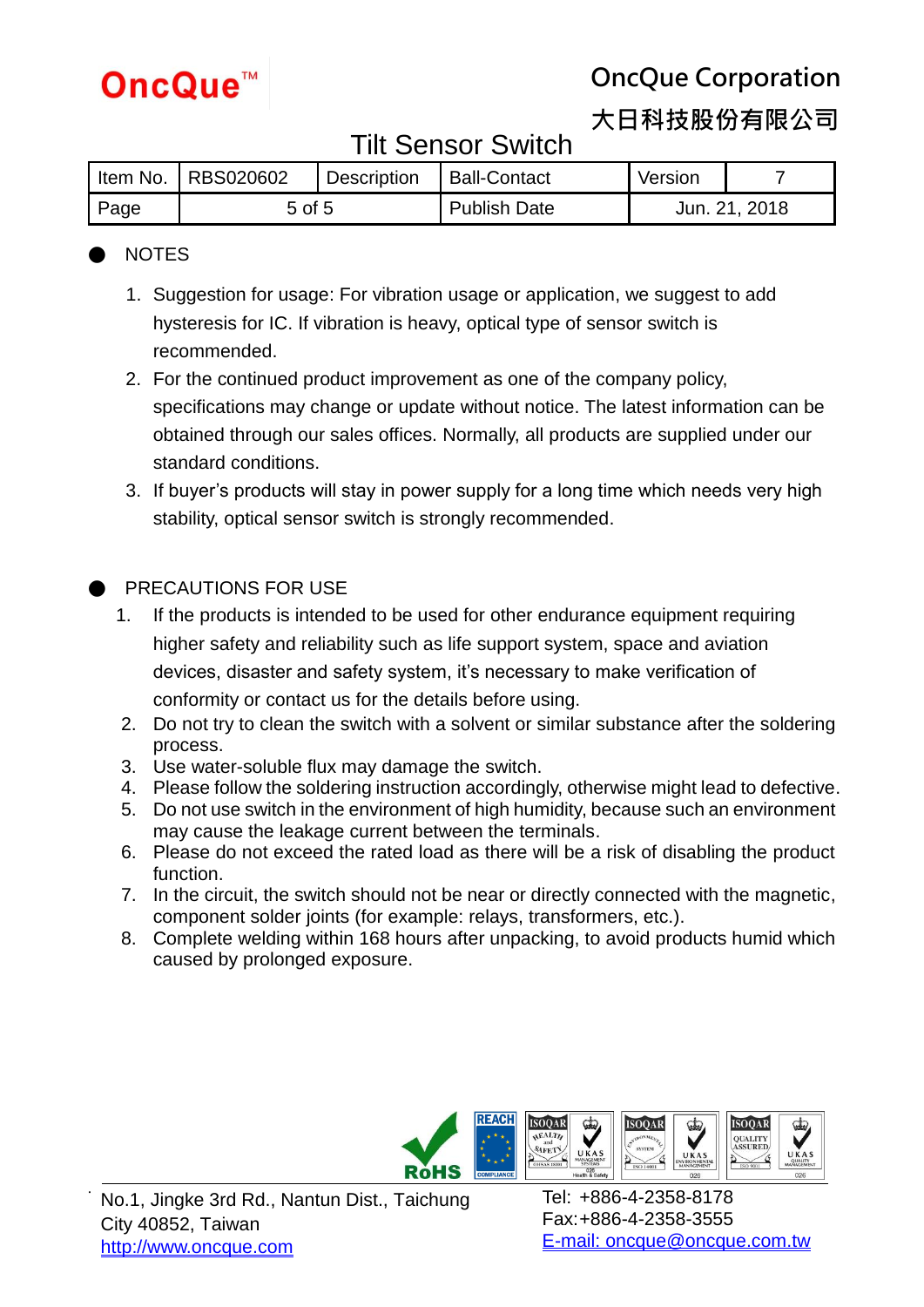# Tilt Sensor Switch

| Item No. | RBS020602 | Description | Ball-Contact | Version | 7 |
|---|---|---|---|---|---|
| Page | 5 of 5 | | Publish Date | Jun. 21, 2018 | |

## NOTES

1. Suggestion for usage: For vibration usage or application, we suggest to add hysteresis for IC. If vibration is heavy, optical type of sensor switch is recommended.
2. For the continued product improvement as one of the company policy, specifications may change or update without notice. The latest information can be obtained through our sales offices. Normally, all products are supplied under our standard conditions.
3. If buyer's products will stay in power supply for a long time which needs very high stability, optical sensor switch is strongly recommended.

## PRECAUTIONS FOR USE

1. If the products is intended to be used for other endurance equipment requiring higher safety and reliability such as life support system, space and aviation devices, disaster and safety system, it's necessary to make verification of conformity or contact us for the details before using.
2. Do not try to clean the switch with a solvent or similar substance after the soldering process.
3. Use water-soluble flux may damage the switch.
4. Please follow the soldering instruction accordingly, otherwise might lead to defective.
5. Do not use switch in the environment of high humidity, because such an environment may cause the leakage current between the terminals.
6. Please do not exceed the rated load as there will be a risk of disabling the product function.
7. In the circuit, the switch should not be near or directly connected with the magnetic, component solder joints (for example: relays, transformers, etc.).
8. Complete welding within 168 hours after unpacking, to avoid products humid which caused by prolonged exposure.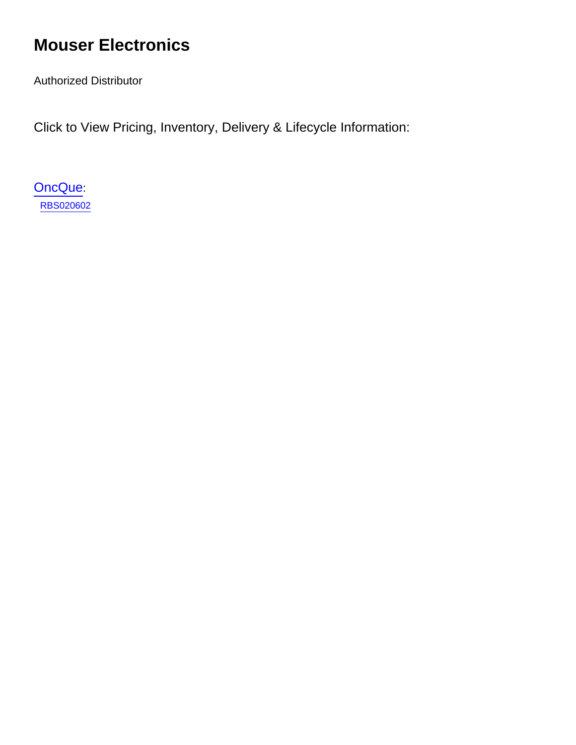# Mouser Electronics

Authorized Distributor

Click to View Pricing, Inventory, Delivery & Lifecycle Information:

OncQue:

RBS020602